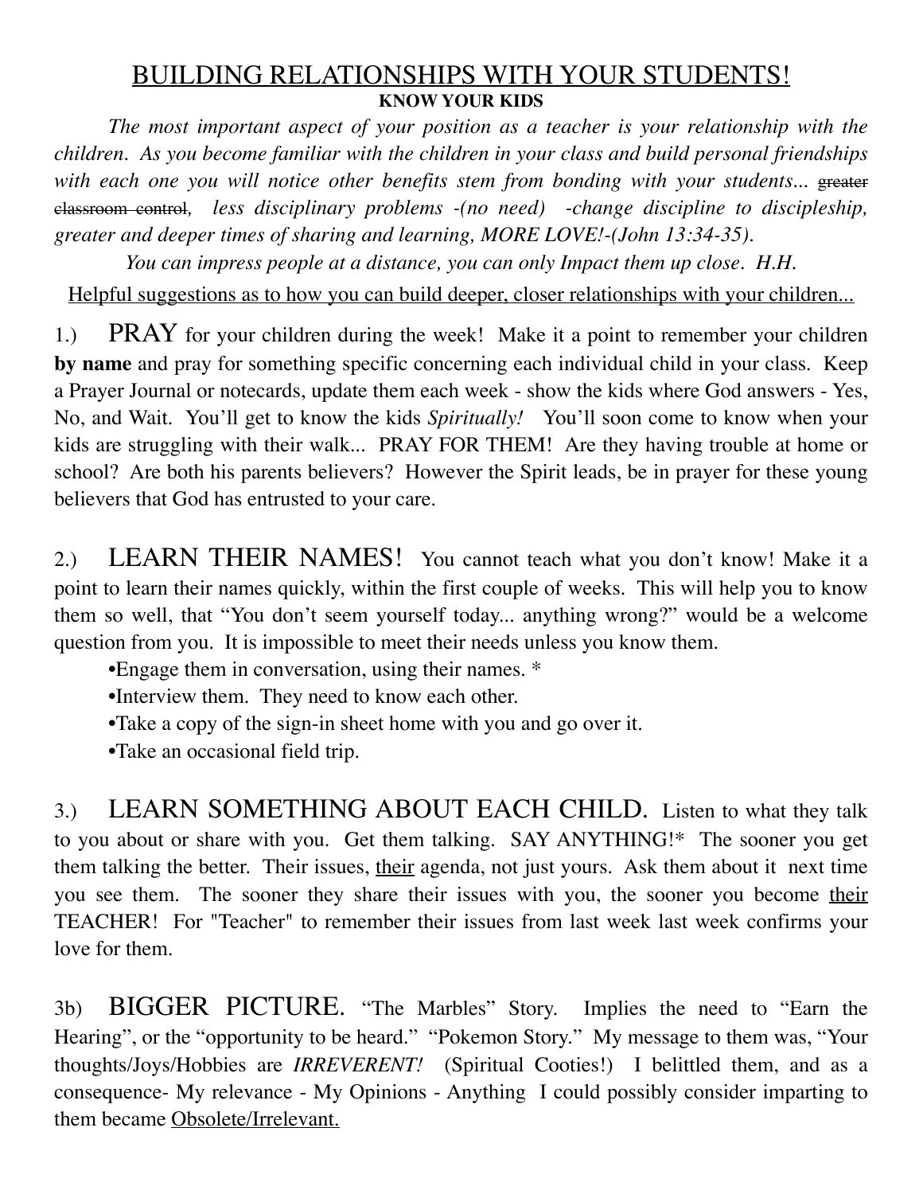# BUILDING RELATIONSHIPS WITH YOUR STUDENTS!

**KNOW YOUR KIDS**

*The most important aspect of your position as a teacher is your relationship with the children. As you become familiar with the children in your class and build personal friendships with each one you will notice other benefits stem from bonding with your students...* ~~greater classroom control~~, *less disciplinary problems -(no need) -change discipline to discipleship, greater and deeper times of sharing and learning, MORE LOVE!-(John 13:34-35).*

*You can impress people at a distance, you can only Impact them up close. H.H.*

<u>Helpful suggestions as to how you can build deeper, closer relationships with your children...</u>

1.) PRAY for your children during the week! Make it a point to remember your children **by name** and pray for something specific concerning each individual child in your class. Keep a Prayer Journal or notecards, update them each week - show the kids where God answers - Yes, No, and Wait. You'll get to know the kids *Spiritually!* You'll soon come to know when your kids are struggling with their walk... PRAY FOR THEM! Are they having trouble at home or school? Are both his parents believers? However the Spirit leads, be in prayer for these young believers that God has entrusted to your care.

2.) LEARN THEIR NAMES! You cannot teach what you don't know! Make it a point to learn their names quickly, within the first couple of weeks. This will help you to know them so well, that "You don't seem yourself today... anything wrong?" would be a welcome question from you. It is impossible to meet their needs unless you know them.

- Engage them in conversation, using their names. *
- Interview them. They need to know each other.
- Take a copy of the sign-in sheet home with you and go over it.
- Take an occasional field trip.

3.) LEARN SOMETHING ABOUT EACH CHILD. Listen to what they talk to you about or share with you. Get them talking. SAY ANYTHING!* The sooner you get them talking the better. Their issues, <u>their</u> agenda, not just yours. Ask them about it next time you see them. The sooner they share their issues with you, the sooner you become <u>their</u> TEACHER! For "Teacher" to remember their issues from last week last week confirms your love for them.

3b) BIGGER PICTURE. "The Marbles" Story. Implies the need to "Earn the Hearing", or the "opportunity to be heard." "Pokemon Story." My message to them was, "Your thoughts/Joys/Hobbies are *IRREVERENT!* (Spiritual Cooties!) I belittled them, and as a consequence- My relevance - My Opinions - Anything I could possibly consider imparting to them became <u>Obsolete/Irrelevant.</u>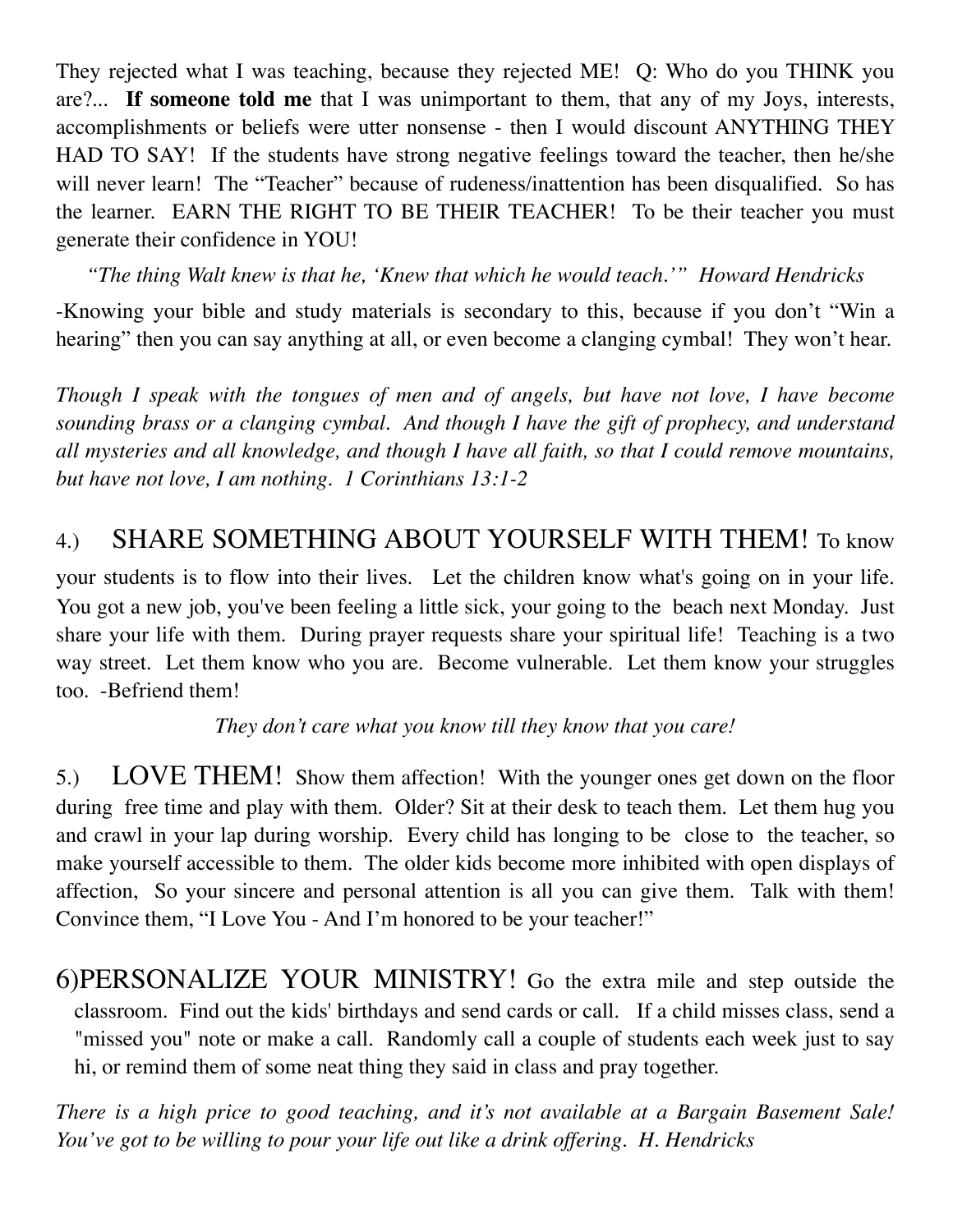They rejected what I was teaching, because they rejected ME! Q: Who do you THINK you are?... **If someone told me** that I was unimportant to them, that any of my Joys, interests, accomplishments or beliefs were utter nonsense - then I would discount ANYTHING THEY HAD TO SAY! If the students have strong negative feelings toward the teacher, then he/she will never learn! The "Teacher" because of rudeness/inattention has been disqualified. So has the learner. EARN THE RIGHT TO BE THEIR TEACHER! To be their teacher you must generate their confidence in YOU!

*"The thing Walt knew is that he, 'Knew that which he would teach.'" Howard Hendricks*

-Knowing your bible and study materials is secondary to this, because if you don't "Win a hearing" then you can say anything at all, or even become a clanging cymbal! They won't hear.

*Though I speak with the tongues of men and of angels, but have not love, I have become sounding brass or a clanging cymbal. And though I have the gift of prophecy, and understand all mysteries and all knowledge, and though I have all faith, so that I could remove mountains, but have not love, I am nothing. 1 Corinthians 13:1-2*

4.) SHARE SOMETHING ABOUT YOURSELF WITH THEM! To know your students is to flow into their lives. Let the children know what's going on in your life. You got a new job, you've been feeling a little sick, your going to the beach next Monday. Just share your life with them. During prayer requests share your spiritual life! Teaching is a two way street. Let them know who you are. Become vulnerable. Let them know your struggles too. -Befriend them!

*They don't care what you know till they know that you care!*

5.) LOVE THEM! Show them affection! With the younger ones get down on the floor during free time and play with them. Older? Sit at their desk to teach them. Let them hug you and crawl in your lap during worship. Every child has longing to be close to the teacher, so make yourself accessible to them. The older kids become more inhibited with open displays of affection, So your sincere and personal attention is all you can give them. Talk with them! Convince them, "I Love You - And I'm honored to be your teacher!"

6)PERSONALIZE YOUR MINISTRY! Go the extra mile and step outside the classroom. Find out the kids' birthdays and send cards or call. If a child misses class, send a "missed you" note or make a call. Randomly call a couple of students each week just to say hi, or remind them of some neat thing they said in class and pray together.

*There is a high price to good teaching, and it's not available at a Bargain Basement Sale! You've got to be willing to pour your life out like a drink offering. H. Hendricks*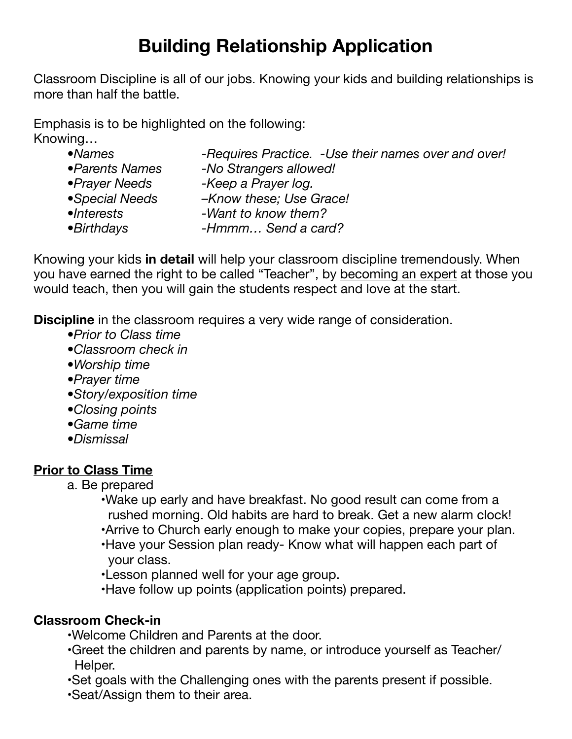# Building Relationship Application

Classroom Discipline is all of our jobs. Knowing your kids and building relationships is more than half the battle.

Emphasis is to be highlighted on the following:
Knowing…

- *Names* — *-Requires Practice. -Use their names over and over!*
- *Parents Names* — *-No Strangers allowed!*
- *Prayer Needs* — *-Keep a Prayer log.*
- *Special Needs* — *–Know these; Use Grace!*
- *Interests* — *-Want to know them?*
- *Birthdays* — *-Hmmm… Send a card?*

Knowing your kids **in detail** will help your classroom discipline tremendously. When you have earned the right to be called "Teacher", by <u>becoming an expert</u> at those you would teach, then you will gain the students respect and love at the start.

**Discipline** in the classroom requires a very wide range of consideration.

- *Prior to Class time*
- *Classroom check in*
- *Worship time*
- *Prayer time*
- *Story/exposition time*
- *Closing points*
- *Game time*
- *Dismissal*

**<u>Prior to Class Time</u>**

a. Be prepared

- Wake up early and have breakfast. No good result can come from a rushed morning. Old habits are hard to break. Get a new alarm clock!
- Arrive to Church early enough to make your copies, prepare your plan.
- Have your Session plan ready- Know what will happen each part of your class.
- Lesson planned well for your age group.
- Have follow up points (application points) prepared.

**Classroom Check-in**

- Welcome Children and Parents at the door.
- Greet the children and parents by name, or introduce yourself as Teacher/ Helper.
- Set goals with the Challenging ones with the parents present if possible.
- Seat/Assign them to their area.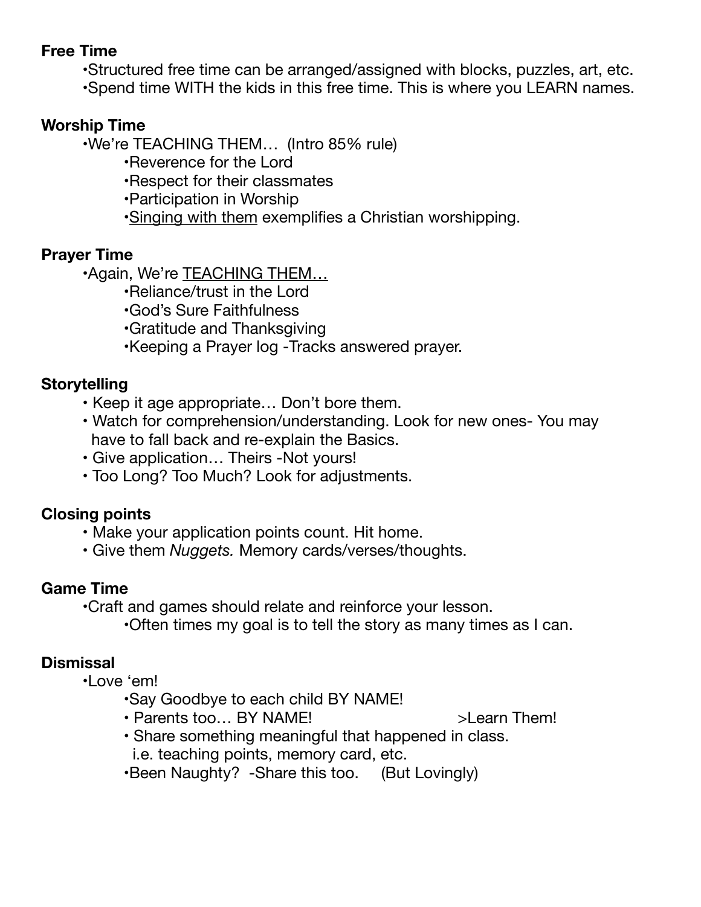**Free Time**

- •Structured free time can be arranged/assigned with blocks, puzzles, art, etc.
- •Spend time WITH the kids in this free time. This is where you LEARN names.

**Worship Time**

- •We're TEACHING THEM… (Intro 85% rule)
  - •Reverence for the Lord
  - •Respect for their classmates
  - •Participation in Worship
  - •<u>Singing with them</u> exemplifies a Christian worshipping.

**Prayer Time**

- •Again, We're <u>TEACHING THEM…</u>
  - •Reliance/trust in the Lord
  - •God's Sure Faithfulness
  - •Gratitude and Thanksgiving
  - •Keeping a Prayer log -Tracks answered prayer.

**Storytelling**

- • Keep it age appropriate… Don't bore them.
- • Watch for comprehension/understanding. Look for new ones- You may have to fall back and re-explain the Basics.
- • Give application… Theirs -Not yours!
- • Too Long? Too Much? Look for adjustments.

**Closing points**

- • Make your application points count. Hit home.
- • Give them *Nuggets.* Memory cards/verses/thoughts.

**Game Time**

- •Craft and games should relate and reinforce your lesson.
  - •Often times my goal is to tell the story as many times as I can.

**Dismissal**

- •Love 'em!
  - •Say Goodbye to each child BY NAME!
  - • Parents too… BY NAME! >Learn Them!
  - • Share something meaningful that happened in class. i.e. teaching points, memory card, etc.
  - •Been Naughty? -Share this too. (But Lovingly)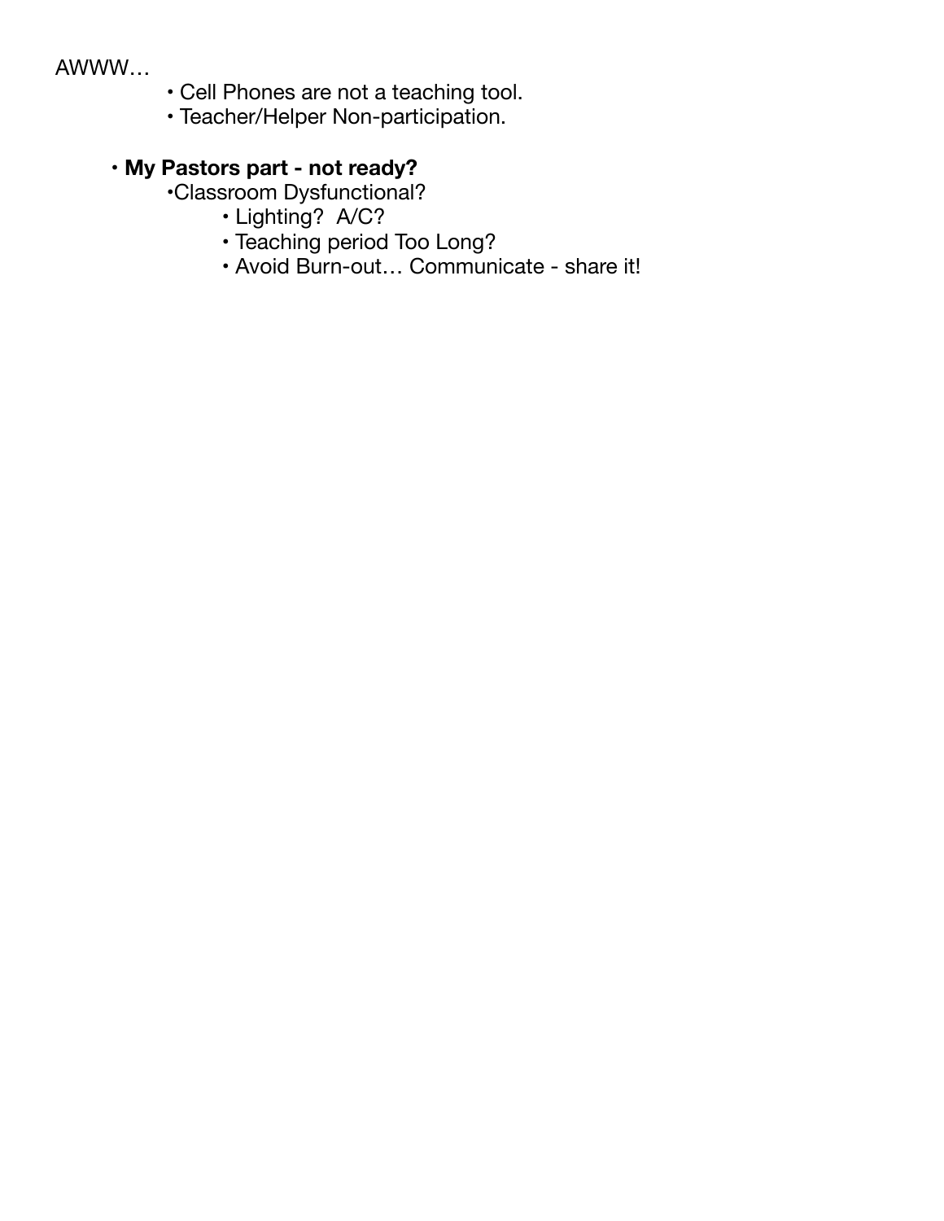AWWW…

- Cell Phones are not a teaching tool.
- Teacher/Helper Non-participation.

- **My Pastors part - not ready?**
  - Classroom Dysfunctional?
    - Lighting?  A/C?
    - Teaching period Too Long?
    - Avoid Burn-out… Communicate - share it!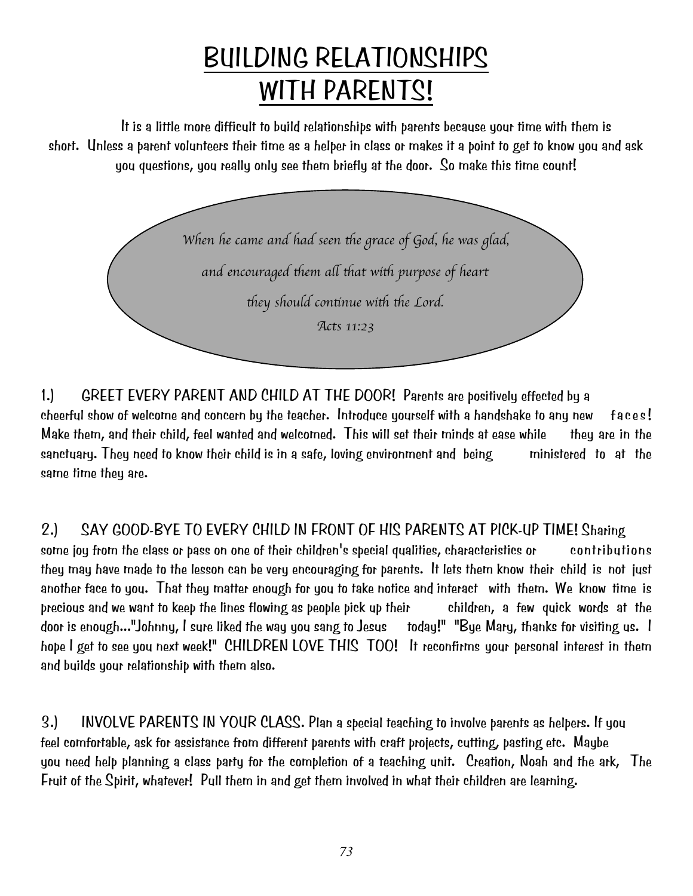# BUILDING RELATIONSHIPS WITH PARENTS!

It is a little more difficult to build relationships with parents because your time with them is short. Unless a parent volunteers their time as a helper in class or makes it a point to get to know you and ask you questions, you really only see them briefly at the door. So make this time count!

> *When he came and had seen the grace of God, he was glad,*
> *and encouraged them all that with purpose of heart*
> *they should continue with the Lord.*
> *Acts 11:23*

1.) GREET EVERY PARENT AND CHILD AT THE DOOR! Parents are positively effected by a cheerful show of welcome and concern by the teacher. Introduce yourself with a handshake to any new faces! Make them, and their child, feel wanted and welcomed. This will set their minds at ease while they are in the sanctuary. They need to know their child is in a safe, loving environment and being ministered to at the same time they are.

2.) SAY GOOD-BYE TO EVERY CHILD IN FRONT OF HIS PARENTS AT PICK-UP TIME! Sharing some joy from the class or pass on one of their children's special qualities, characteristics or contributions they may have made to the lesson can be very encouraging for parents. It lets them know their child is not just another face to you. That they matter enough for you to take notice and interact with them. We know time is precious and we want to keep the lines flowing as people pick up their children, a few quick words at the door is enough..."Johnny, I sure liked the way you sang to Jesus today!" "Bye Mary, thanks for visiting us. I hope I get to see you next week!" CHILDREN LOVE THIS TOO! It reconfirms your personal interest in them and builds your relationship with them also.

3.) INVOLVE PARENTS IN YOUR CLASS. Plan a special teaching to involve parents as helpers. If you feel comfortable, ask for assistance from different parents with craft projects, cutting, pasting etc. Maybe you need help planning a class party for the completion of a teaching unit. Creation, Noah and the ark, The Fruit of the Spirit, whatever! Pull them in and get them involved in what their children are learning.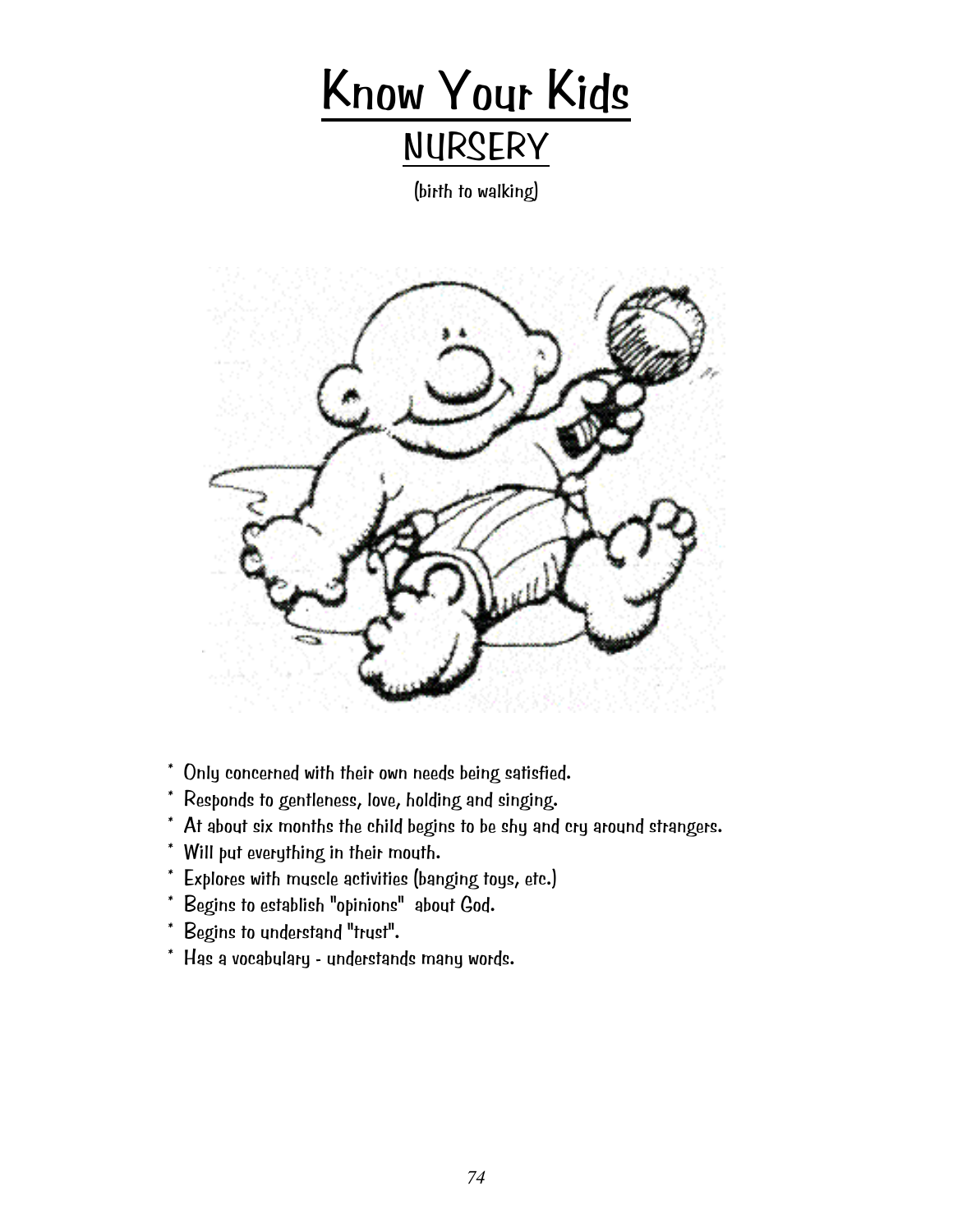# Know Your Kids

## NURSERY

(birth to walking)

* Only concerned with their own needs being satisfied.
* Responds to gentleness, love, holding and singing.
* At about six months the child begins to be shy and cry around strangers.
* Will put everything in their mouth.
* Explores with muscle activities (banging toys, etc.)
* Begins to establish "opinions" about God.
* Begins to understand "trust".
* Has a vocabulary - understands many words.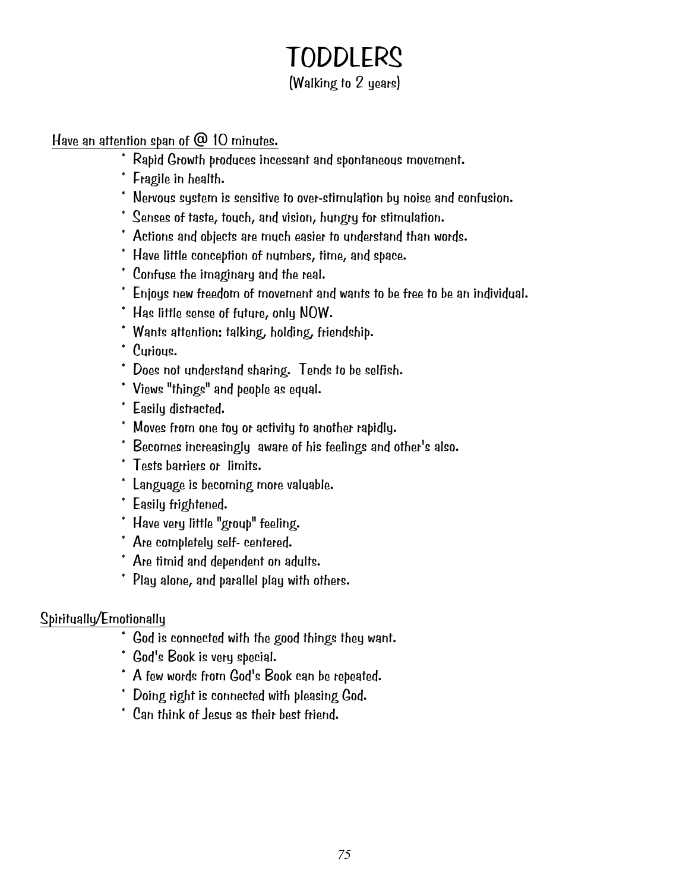# TODDLERS

(Walking to 2 years)

Have an attention span of @ 10 minutes.

* Rapid Growth produces incessant and spontaneous movement.
* Fragile in health.
* Nervous system is sensitive to over-stimulation by noise and confusion.
* Senses of taste, touch, and vision, hungry for stimulation.
* Actions and objects are much easier to understand than words.
* Have little conception of numbers, time, and space.
* Confuse the imaginary and the real.
* Enjoys new freedom of movement and wants to be free to be an individual.
* Has little sense of future, only NOW.
* Wants attention: talking, holding, friendship.
* Curious.
* Does not understand sharing. Tends to be selfish.
* Views "things" and people as equal.
* Easily distracted.
* Moves from one toy or activity to another rapidly.
* Becomes increasingly aware of his feelings and other's also.
* Tests barriers or limits.
* Language is becoming more valuable.
* Easily frightened.
* Have very little "group" feeling.
* Are completely self- centered.
* Are timid and dependent on adults.
* Play alone, and parallel play with others.

Spiritually/Emotionally

* God is connected with the good things they want.
* God's Book is very special.
* A few words from God's Book can be repeated.
* Doing right is connected with pleasing God.
* Can think of Jesus as their best friend.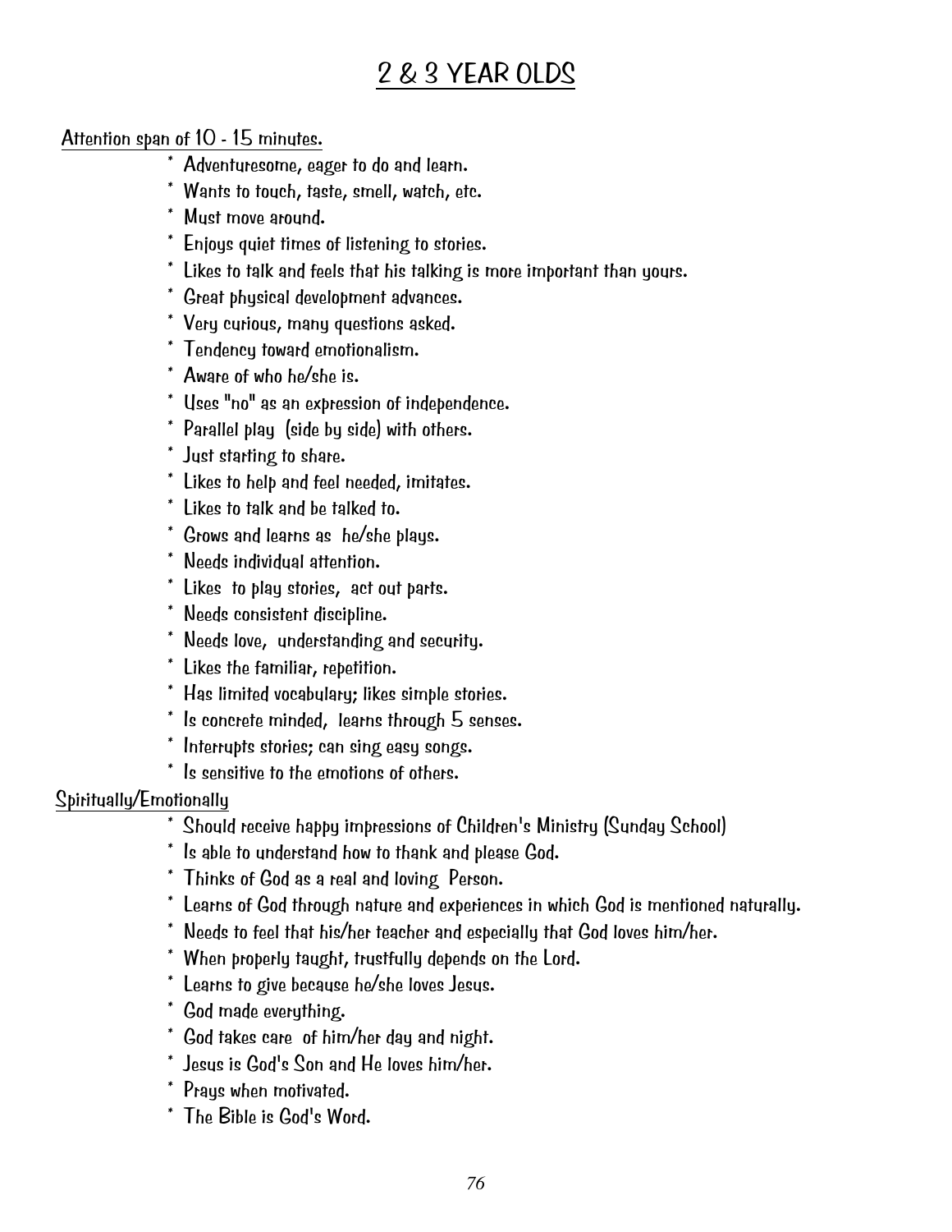# 2 & 3 YEAR OLDS

Attention span of 10 - 15 minutes.

* Adventuresome, eager to do and learn.
* Wants to touch, taste, smell, watch, etc.
* Must move around.
* Enjoys quiet times of listening to stories.
* Likes to talk and feels that his talking is more important than yours.
* Great physical development advances.
* Very curious, many questions asked.
* Tendency toward emotionalism.
* Aware of who he/she is.
* Uses "no" as an expression of independence.
* Parallel play (side by side) with others.
* Just starting to share.
* Likes to help and feel needed, imitates.
* Likes to talk and be talked to.
* Grows and learns as he/she plays.
* Needs individual attention.
* Likes to play stories, act out parts.
* Needs consistent discipline.
* Needs love, understanding and security.
* Likes the familiar, repetition.
* Has limited vocabulary; likes simple stories.
* Is concrete minded, learns through 5 senses.
* Interrupts stories; can sing easy songs.
* Is sensitive to the emotions of others.

Spiritually/Emotionally

* Should receive happy impressions of Children's Ministry (Sunday School)
* Is able to understand how to thank and please God.
* Thinks of God as a real and loving Person.
* Learns of God through nature and experiences in which God is mentioned naturally.
* Needs to feel that his/her teacher and especially that God loves him/her.
* When properly taught, trustfully depends on the Lord.
* Learns to give because he/she loves Jesus.
* God made everything.
* God takes care of him/her day and night.
* Jesus is God's Son and He loves him/her.
* Prays when motivated.
* The Bible is God's Word.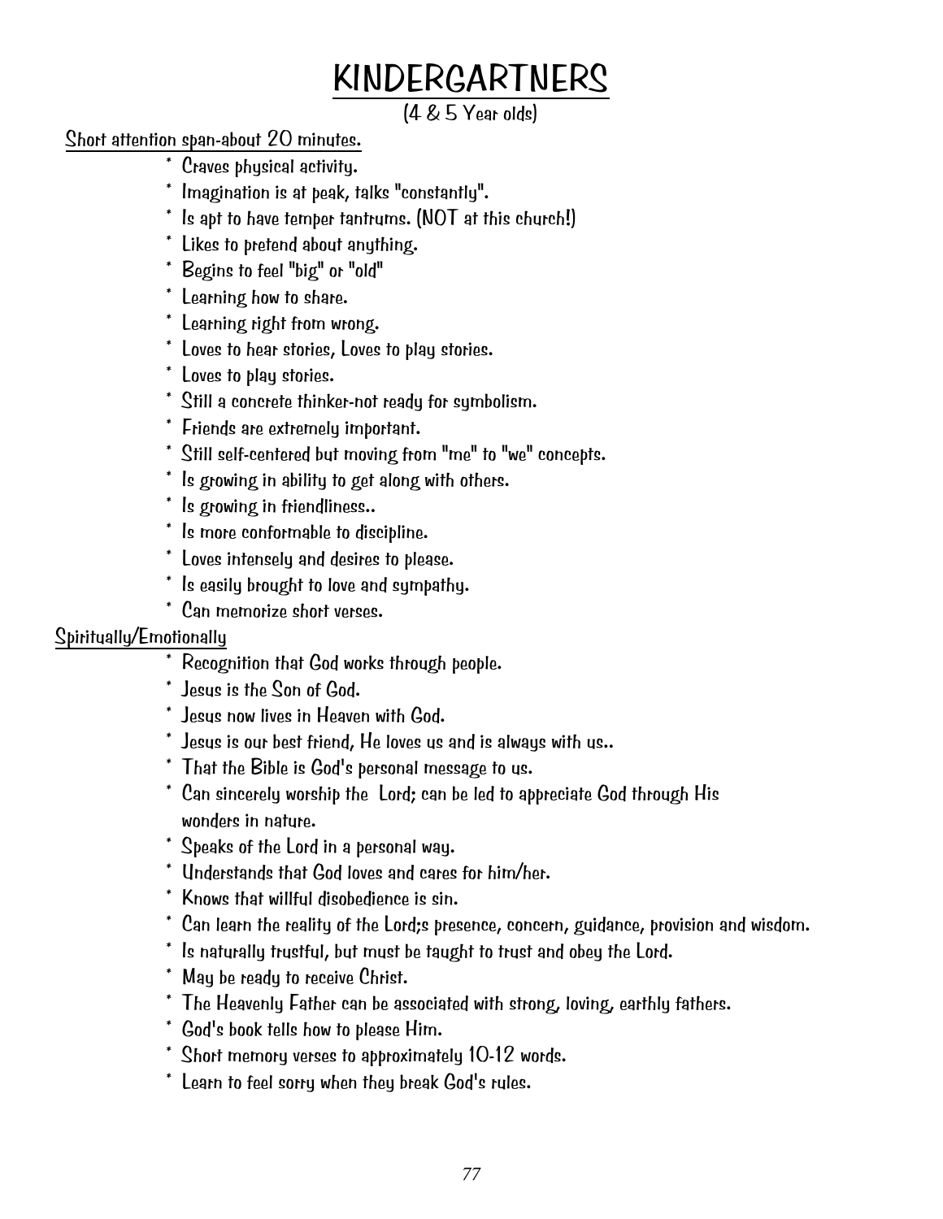# KINDERGARTNERS

(4 & 5 Year olds)

Short attention span-about 20 minutes.

* Craves physical activity.
* Imagination is at peak, talks "constantly".
* Is apt to have temper tantrums. (NOT at this church!)
* Likes to pretend about anything.
* Begins to feel "big" or "old"
* Learning how to share.
* Learning right from wrong.
* Loves to hear stories, Loves to play stories.
* Loves to play stories.
* Still a concrete thinker-not ready for symbolism.
* Friends are extremely important.
* Still self-centered but moving from "me" to "we" concepts.
* Is growing in ability to get along with others.
* Is growing in friendliness..
* Is more conformable to discipline.
* Loves intensely and desires to please.
* Is easily brought to love and sympathy.
* Can memorize short verses.

Spiritually/Emotionally

* Recognition that God works through people.
* Jesus is the Son of God.
* Jesus now lives in Heaven with God.
* Jesus is our best friend, He loves us and is always with us..
* That the Bible is God's personal message to us.
* Can sincerely worship the Lord; can be led to appreciate God through His wonders in nature.
* Speaks of the Lord in a personal way.
* Understands that God loves and cares for him/her.
* Knows that willful disobedience is sin.
* Can learn the reality of the Lord;s presence, concern, guidance, provision and wisdom.
* Is naturally trustful, but must be taught to trust and obey the Lord.
* May be ready to receive Christ.
* The Heavenly Father can be associated with strong, loving, earthly fathers.
* God's book tells how to please Him.
* Short memory verses to approximately 10-12 words.
* Learn to feel sorry when they break God's rules.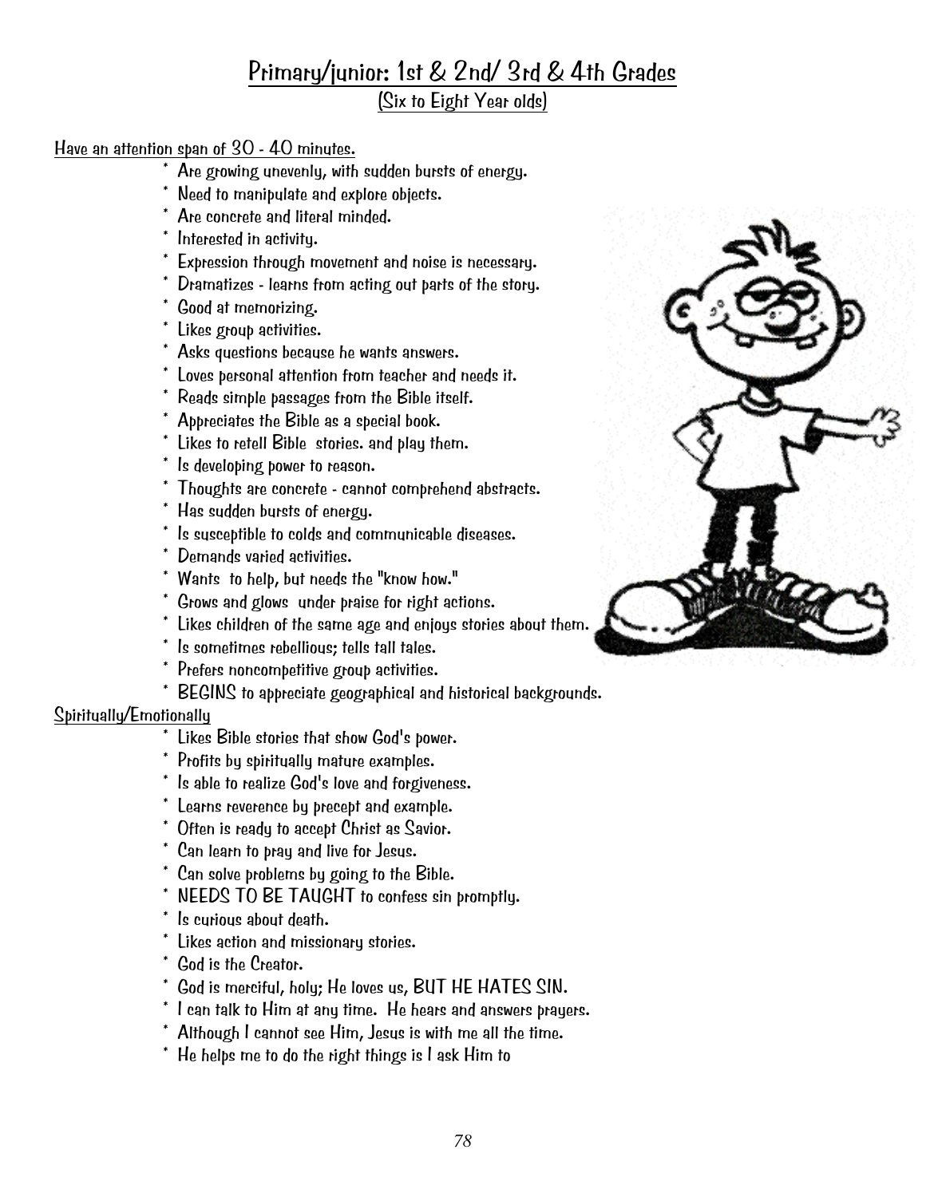# Primary/junior: 1st & 2nd/ 3rd & 4th Grades

## (Six to Eight Year olds)

Have an attention span of 30 - 40 minutes.

* Are growing unevenly, with sudden bursts of energy.
* Need to manipulate and explore objects.
* Are concrete and literal minded.
* Interested in activity.
* Expression through movement and noise is necessary.
* Dramatizes - learns from acting out parts of the story.
* Good at memorizing.
* Likes group activities.
* Asks questions because he wants answers.
* Loves personal attention from teacher and needs it.
* Reads simple passages from the Bible itself.
* Appreciates the Bible as a special book.
* Likes to retell Bible stories. and play them.
* Is developing power to reason.
* Thoughts are concrete - cannot comprehend abstracts.
* Has sudden bursts of energy.
* Is susceptible to colds and communicable diseases.
* Demands varied activities.
* Wants to help, but needs the "know how."
* Grows and glows under praise for right actions.
* Likes children of the same age and enjoys stories about them.
* Is sometimes rebellious; tells tall tales.
* Prefers noncompetitive group activities.
* BEGINS to appreciate geographical and historical backgrounds.

Spiritually/Emotionally

* Likes Bible stories that show God's power.
* Profits by spiritually mature examples.
* Is able to realize God's love and forgiveness.
* Learns reverence by precept and example.
* Often is ready to accept Christ as Savior.
* Can learn to pray and live for Jesus.
* Can solve problems by going to the Bible.
* NEEDS TO BE TAUGHT to confess sin promptly.
* Is curious about death.
* Likes action and missionary stories.
* God is the Creator.
* God is merciful, holy; He loves us, BUT HE HATES SIN.
* I can talk to Him at any time. He hears and answers prayers.
* Although I cannot see Him, Jesus is with me all the time.
* He helps me to do the right things is I ask Him to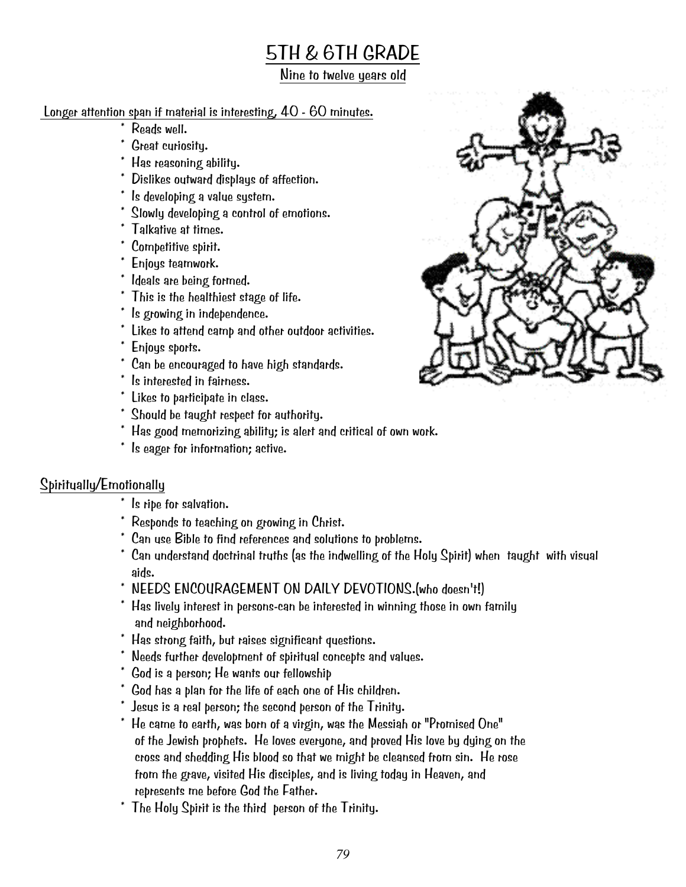# 5TH & 6TH GRADE

Nine to twelve years old

Longer attention span if material is interesting, 40 - 60 minutes.

* Reads well.
* Great curiosity.
* Has reasoning ability.
* Dislikes outward displays of affection.
* Is developing a value system.
* Slowly developing a control of emotions.
* Talkative at times.
* Competitive spirit.
* Enjoys teamwork.
* Ideals are being formed.
* This is the healthiest stage of life.
* Is growing in independence.
* Likes to attend camp and other outdoor activities.
* Enjoys sports.
* Can be encouraged to have high standards.
* Is interested in fairness.
* Likes to participate in class.
* Should be taught respect for authority.
* Has good memorizing ability; is alert and critical of own work.
* Is eager for information; active.

## Spiritually/Emotionally

* Is ripe for salvation.
* Responds to teaching on growing in Christ.
* Can use Bible to find references and solutions to problems.
* Can understand doctrinal truths (as the indwelling of the Holy Spirit) when taught with visual aids.
* NEEDS ENCOURAGEMENT ON DAILY DEVOTIONS.(who doesn't!)
* Has lively interest in persons-can be interested in winning those in own family and neighborhood.
* Has strong faith, but raises significant questions.
* Needs further development of spiritual concepts and values.
* God is a person; He wants our fellowship
* God has a plan for the life of each one of His children.
* Jesus is a real person; the second person of the Trinity.
* He came to earth, was born of a virgin, was the Messiah or "Promised One" of the Jewish prophets. He loves everyone, and proved His love by dying on the cross and shedding His blood so that we might be cleansed from sin. He rose from the grave, visited His disciples, and is living today in Heaven, and represents me before God the Father.
* The Holy Spirit is the third person of the Trinity.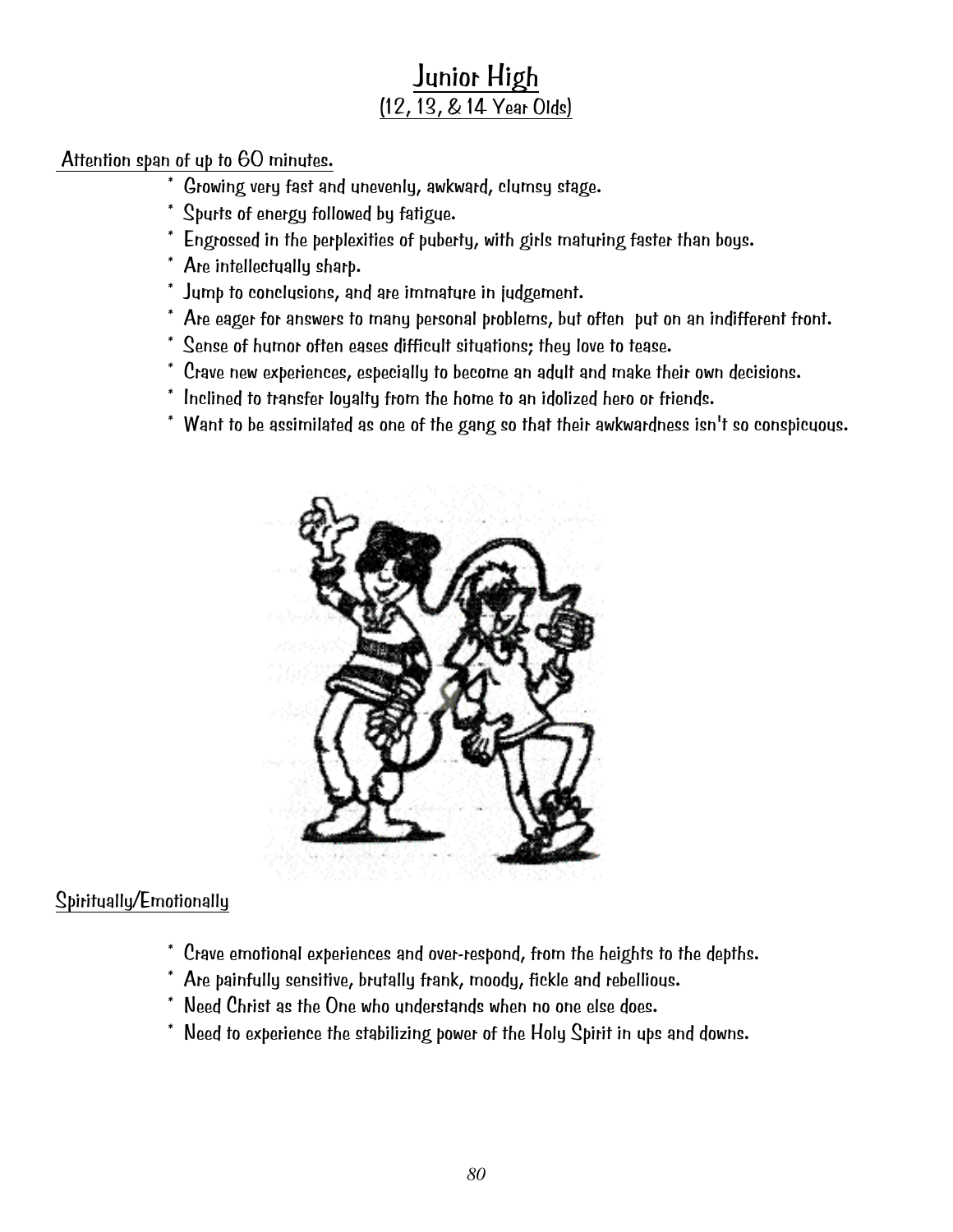# Junior High

## (12, 13, & 14 Year Olds)

Attention span of up to 60 minutes.

- Growing very fast and unevenly, awkward, clumsy stage.
- Spurts of energy followed by fatigue.
- Engrossed in the perplexities of puberty, with girls maturing faster than boys.
- Are intellectually sharp.
- Jump to conclusions, and are immature in judgement.
- Are eager for answers to many personal problems, but often put on an indifferent front.
- Sense of humor often eases difficult situations; they love to tease.
- Crave new experiences, especially to become an adult and make their own decisions.
- Inclined to transfer loyalty from the home to an idolized hero or friends.
- Want to be assimilated as one of the gang so that their awkwardness isn't so conspicuous.

Spiritually/Emotionally

- Crave emotional experiences and over-respond, from the heights to the depths.
- Are painfully sensitive, brutally frank, moody, fickle and rebellious.
- Need Christ as the One who understands when no one else does.
- Need to experience the stabilizing power of the Holy Spirit in ups and downs.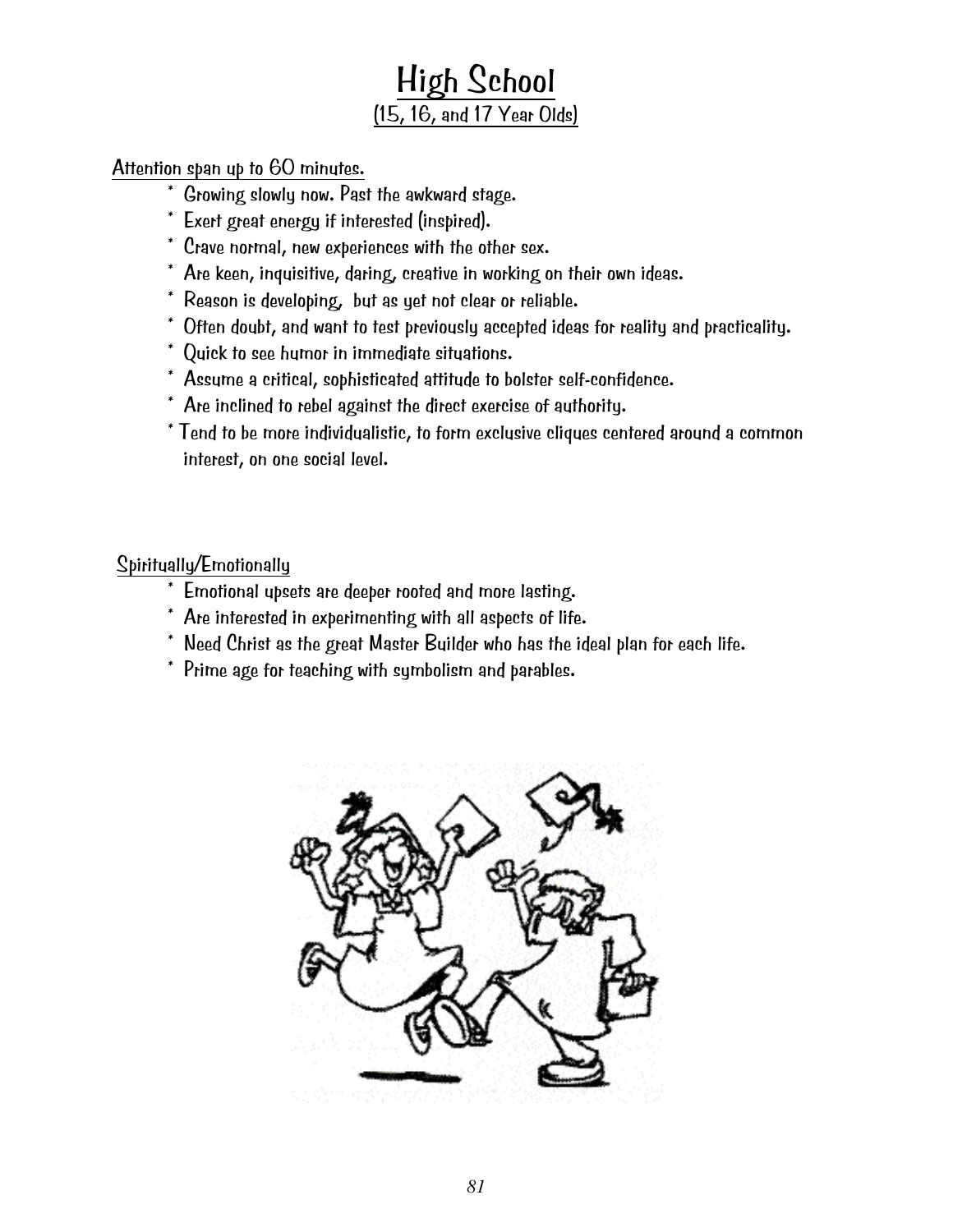# High School

## (15, 16, and 17 Year Olds)

Attention span up to 60 minutes.

* Growing slowly now. Past the awkward stage.
* Exert great energy if interested (inspired).
* Crave normal, new experiences with the other sex.
* Are keen, inquisitive, daring, creative in working on their own ideas.
* Reason is developing, but as yet not clear or reliable.
* Often doubt, and want to test previously accepted ideas for reality and practicality.
* Quick to see humor in immediate situations.
* Assume a critical, sophisticated attitude to bolster self-confidence.
* Are inclined to rebel against the direct exercise of authority.
* Tend to be more individualistic, to form exclusive cliques centered around a common interest, on one social level.

Spiritually/Emotionally

* Emotional upsets are deeper rooted and more lasting.
* Are interested in experimenting with all aspects of life.
* Need Christ as the great Master Builder who has the ideal plan for each life.
* Prime age for teaching with symbolism and parables.